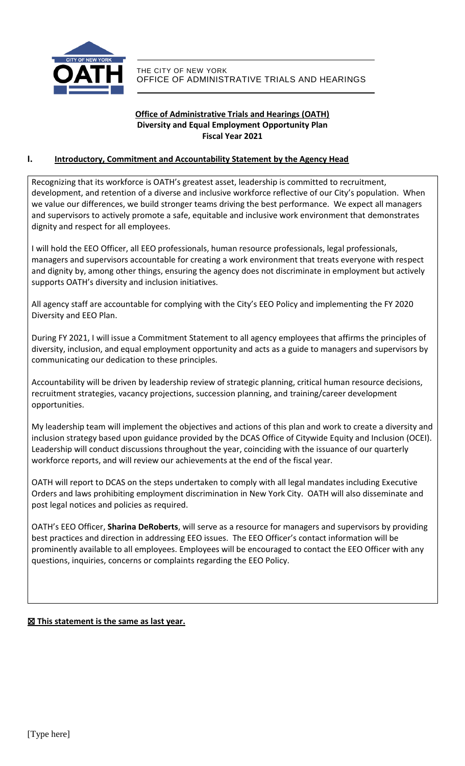THE CITY OF NEW YORK
OFFICE OF ADMINISTRATIVE TRIALS AND HEARINGS

**Office of Administrative Trials and Hearings (OATH)**
**Diversity and Equal Employment Opportunity Plan**
**Fiscal Year 2021**

## I. Introductory, Commitment and Accountability Statement by the Agency Head

Recognizing that its workforce is OATH's greatest asset, leadership is committed to recruitment, development, and retention of a diverse and inclusive workforce reflective of our City's population. When we value our differences, we build stronger teams driving the best performance. We expect all managers and supervisors to actively promote a safe, equitable and inclusive work environment that demonstrates dignity and respect for all employees.

I will hold the EEO Officer, all EEO professionals, human resource professionals, legal professionals, managers and supervisors accountable for creating a work environment that treats everyone with respect and dignity by, among other things, ensuring the agency does not discriminate in employment but actively supports OATH's diversity and inclusion initiatives.

All agency staff are accountable for complying with the City's EEO Policy and implementing the FY 2020 Diversity and EEO Plan.

During FY 2021, I will issue a Commitment Statement to all agency employees that affirms the principles of diversity, inclusion, and equal employment opportunity and acts as a guide to managers and supervisors by communicating our dedication to these principles.

Accountability will be driven by leadership review of strategic planning, critical human resource decisions, recruitment strategies, vacancy projections, succession planning, and training/career development opportunities.

My leadership team will implement the objectives and actions of this plan and work to create a diversity and inclusion strategy based upon guidance provided by the DCAS Office of Citywide Equity and Inclusion (OCEI). Leadership will conduct discussions throughout the year, coinciding with the issuance of our quarterly workforce reports, and will review our achievements at the end of the fiscal year.

OATH will report to DCAS on the steps undertaken to comply with all legal mandates including Executive Orders and laws prohibiting employment discrimination in New York City. OATH will also disseminate and post legal notices and policies as required.

OATH's EEO Officer, **Sharina DeRoberts**, will serve as a resource for managers and supervisors by providing best practices and direction in addressing EEO issues. The EEO Officer's contact information will be prominently available to all employees. Employees will be encouraged to contact the EEO Officer with any questions, inquiries, concerns or complaints regarding the EEO Policy.

**☒ This statement is the same as last year.**

[Type here]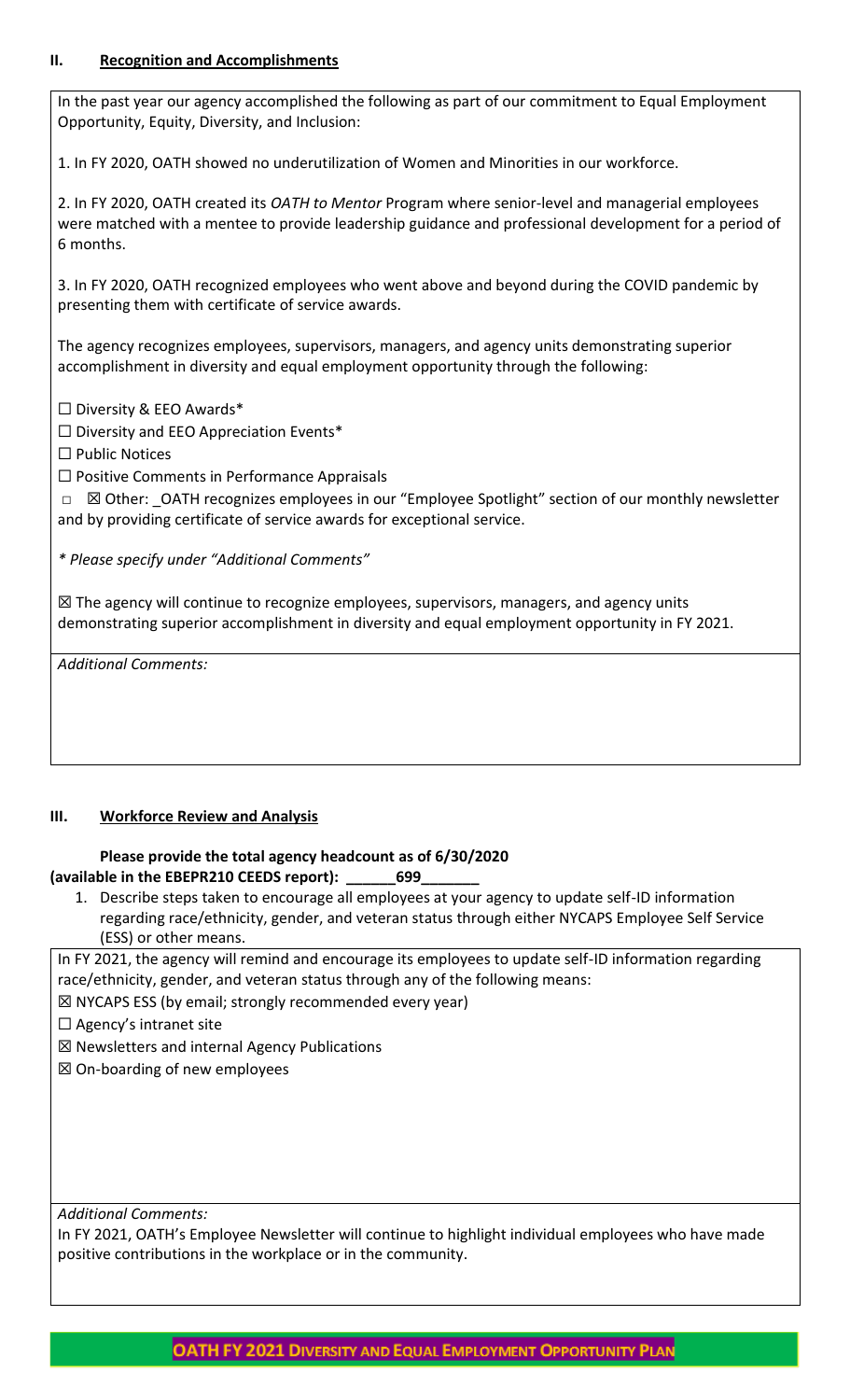## II. Recognition and Accomplishments

In the past year our agency accomplished the following as part of our commitment to Equal Employment Opportunity, Equity, Diversity, and Inclusion:

1. In FY 2020, OATH showed no underutilization of Women and Minorities in our workforce.

2. In FY 2020, OATH created its *OATH to Mentor* Program where senior-level and managerial employees were matched with a mentee to provide leadership guidance and professional development for a period of 6 months.

3. In FY 2020, OATH recognized employees who went above and beyond during the COVID pandemic by presenting them with certificate of service awards.

The agency recognizes employees, supervisors, managers, and agency units demonstrating superior accomplishment in diversity and equal employment opportunity through the following:

☐ Diversity & EEO Awards*

☐ Diversity and EEO Appreciation Events*

☐ Public Notices

☐ Positive Comments in Performance Appraisals

☒ Other: _OATH recognizes employees in our "Employee Spotlight" section of our monthly newsletter and by providing certificate of service awards for exceptional service.

*\* Please specify under "Additional Comments"*

☒ The agency will continue to recognize employees, supervisors, managers, and agency units demonstrating superior accomplishment in diversity and equal employment opportunity in FY 2021.

*Additional Comments:*

## III. Workforce Review and Analysis

**Please provide the total agency headcount as of 6/30/2020 (available in the EBEPR210 CEEDS report): ______699_______**

1. Describe steps taken to encourage all employees at your agency to update self-ID information regarding race/ethnicity, gender, and veteran status through either NYCAPS Employee Self Service (ESS) or other means.

In FY 2021, the agency will remind and encourage its employees to update self-ID information regarding race/ethnicity, gender, and veteran status through any of the following means:

☒ NYCAPS ESS (by email; strongly recommended every year)

☐ Agency's intranet site

☒ Newsletters and internal Agency Publications

☒ On-boarding of new employees

*Additional Comments:*

In FY 2021, OATH's Employee Newsletter will continue to highlight individual employees who have made positive contributions in the workplace or in the community.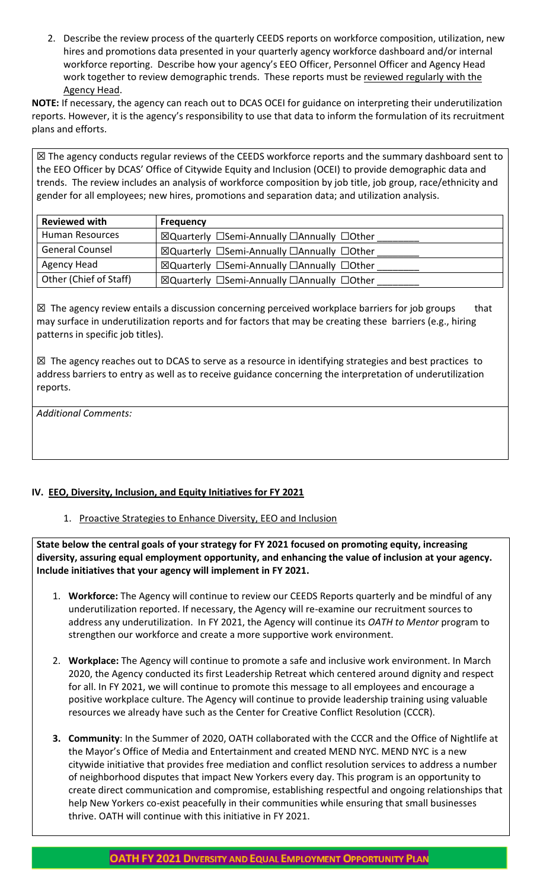2. Describe the review process of the quarterly CEEDS reports on workforce composition, utilization, new hires and promotions data presented in your quarterly agency workforce dashboard and/or internal workforce reporting. Describe how your agency's EEO Officer, Personnel Officer and Agency Head work together to review demographic trends. These reports must be reviewed regularly with the Agency Head.

**NOTE:** If necessary, the agency can reach out to DCAS OCEI for guidance on interpreting their underutilization reports. However, it is the agency's responsibility to use that data to inform the formulation of its recruitment plans and efforts.

☒ The agency conducts regular reviews of the CEEDS workforce reports and the summary dashboard sent to the EEO Officer by DCAS' Office of Citywide Equity and Inclusion (OCEI) to provide demographic data and trends. The review includes an analysis of workforce composition by job title, job group, race/ethnicity and gender for all employees; new hires, promotions and separation data; and utilization analysis.

| Reviewed with | Frequency |
|---|---|
| Human Resources | ☒Quarterly ☐Semi-Annually ☐Annually ☐Other ________ |
| General Counsel | ☒Quarterly ☐Semi-Annually ☐Annually ☐Other ________ |
| Agency Head | ☒Quarterly ☐Semi-Annually ☐Annually ☐Other ________ |
| Other (Chief of Staff) | ☒Quarterly ☐Semi-Annually ☐Annually ☐Other ________ |

☒ The agency review entails a discussion concerning perceived workplace barriers for job groups that may surface in underutilization reports and for factors that may be creating these barriers (e.g., hiring patterns in specific job titles).

☒ The agency reaches out to DCAS to serve as a resource in identifying strategies and best practices to address barriers to entry as well as to receive guidance concerning the interpretation of underutilization reports.

*Additional Comments:*

## IV. EEO, Diversity, Inclusion, and Equity Initiatives for FY 2021

1. Proactive Strategies to Enhance Diversity, EEO and Inclusion

**State below the central goals of your strategy for FY 2021 focused on promoting equity, increasing diversity, assuring equal employment opportunity, and enhancing the value of inclusion at your agency. Include initiatives that your agency will implement in FY 2021.**

1. **Workforce:** The Agency will continue to review our CEEDS Reports quarterly and be mindful of any underutilization reported. If necessary, the Agency will re-examine our recruitment sources to address any underutilization. In FY 2021, the Agency will continue its *OATH to Mentor* program to strengthen our workforce and create a more supportive work environment.

2. **Workplace:** The Agency will continue to promote a safe and inclusive work environment. In March 2020, the Agency conducted its first Leadership Retreat which centered around dignity and respect for all. In FY 2021, we will continue to promote this message to all employees and encourage a positive workplace culture. The Agency will continue to provide leadership training using valuable resources we already have such as the Center for Creative Conflict Resolution (CCCR).

3. **Community**: In the Summer of 2020, OATH collaborated with the CCCR and the Office of Nightlife at the Mayor's Office of Media and Entertainment and created MEND NYC. MEND NYC is a new citywide initiative that provides free mediation and conflict resolution services to address a number of neighborhood disputes that impact New Yorkers every day. This program is an opportunity to create direct communication and compromise, establishing respectful and ongoing relationships that help New Yorkers co-exist peacefully in their communities while ensuring that small businesses thrive. OATH will continue with this initiative in FY 2021.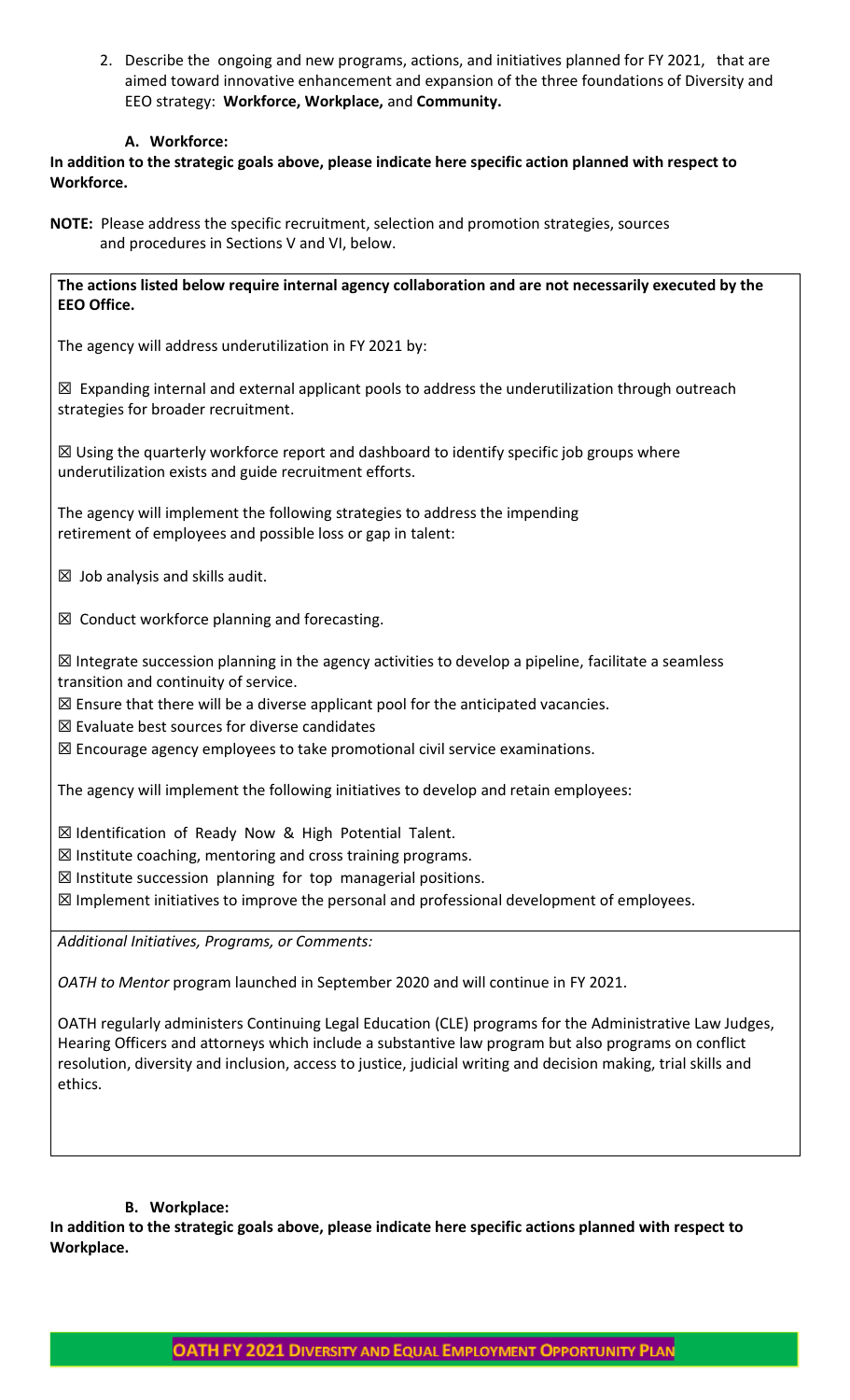2. Describe the ongoing and new programs, actions, and initiatives planned for FY 2021, that are aimed toward innovative enhancement and expansion of the three foundations of Diversity and EEO strategy: **Workforce, Workplace,** and **Community.**

### A. Workforce:

**In addition to the strategic goals above, please indicate here specific action planned with respect to Workforce.**

**NOTE:** Please address the specific recruitment, selection and promotion strategies, sources and procedures in Sections V and VI, below.

**The actions listed below require internal agency collaboration and are not necessarily executed by the EEO Office.**

The agency will address underutilization in FY 2021 by:

☒ Expanding internal and external applicant pools to address the underutilization through outreach strategies for broader recruitment.

☒ Using the quarterly workforce report and dashboard to identify specific job groups where underutilization exists and guide recruitment efforts.

The agency will implement the following strategies to address the impending retirement of employees and possible loss or gap in talent:

☒ Job analysis and skills audit.

☒ Conduct workforce planning and forecasting.

☒ Integrate succession planning in the agency activities to develop a pipeline, facilitate a seamless transition and continuity of service.
☒ Ensure that there will be a diverse applicant pool for the anticipated vacancies.
☒ Evaluate best sources for diverse candidates
☒ Encourage agency employees to take promotional civil service examinations.

The agency will implement the following initiatives to develop and retain employees:

☒ Identification of Ready Now & High Potential Talent.
☒ Institute coaching, mentoring and cross training programs.
☒ Institute succession planning for top managerial positions.
☒ Implement initiatives to improve the personal and professional development of employees.

*Additional Initiatives, Programs, or Comments:*

*OATH to Mentor* program launched in September 2020 and will continue in FY 2021.

OATH regularly administers Continuing Legal Education (CLE) programs for the Administrative Law Judges, Hearing Officers and attorneys which include a substantive law program but also programs on conflict resolution, diversity and inclusion, access to justice, judicial writing and decision making, trial skills and ethics.

### B. Workplace:

**In addition to the strategic goals above, please indicate here specific actions planned with respect to Workplace.**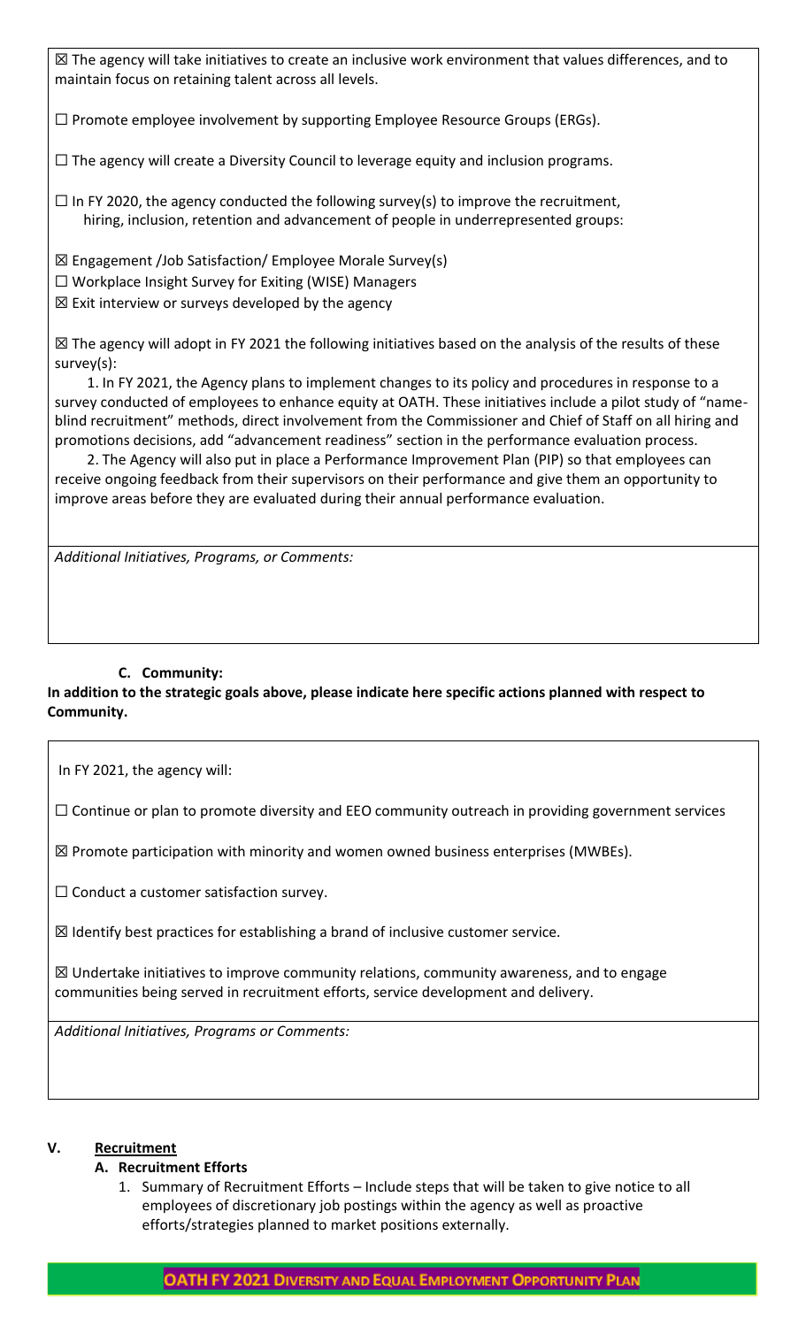☒ The agency will take initiatives to create an inclusive work environment that values differences, and to maintain focus on retaining talent across all levels.

☐ Promote employee involvement by supporting Employee Resource Groups (ERGs).

☐ The agency will create a Diversity Council to leverage equity and inclusion programs.

☐ In FY 2020, the agency conducted the following survey(s) to improve the recruitment, hiring, inclusion, retention and advancement of people in underrepresented groups:

☒ Engagement /Job Satisfaction/ Employee Morale Survey(s)
☐ Workplace Insight Survey for Exiting (WISE) Managers
☒ Exit interview or surveys developed by the agency

☒ The agency will adopt in FY 2021 the following initiatives based on the analysis of the results of these survey(s):

1. In FY 2021, the Agency plans to implement changes to its policy and procedures in response to a survey conducted of employees to enhance equity at OATH. These initiatives include a pilot study of "name-blind recruitment" methods, direct involvement from the Commissioner and Chief of Staff on all hiring and promotions decisions, add "advancement readiness" section in the performance evaluation process.

2. The Agency will also put in place a Performance Improvement Plan (PIP) so that employees can receive ongoing feedback from their supervisors on their performance and give them an opportunity to improve areas before they are evaluated during their annual performance evaluation.

*Additional Initiatives, Programs, or Comments:*

### C. Community:

**In addition to the strategic goals above, please indicate here specific actions planned with respect to Community.**

In FY 2021, the agency will:

☐ Continue or plan to promote diversity and EEO community outreach in providing government services

☒ Promote participation with minority and women owned business enterprises (MWBEs).

☐ Conduct a customer satisfaction survey.

☒ Identify best practices for establishing a brand of inclusive customer service.

☒ Undertake initiatives to improve community relations, community awareness, and to engage communities being served in recruitment efforts, service development and delivery.

*Additional Initiatives, Programs or Comments:*

## V. Recruitment

### A. Recruitment Efforts

1. Summary of Recruitment Efforts – Include steps that will be taken to give notice to all employees of discretionary job postings within the agency as well as proactive efforts/strategies planned to market positions externally.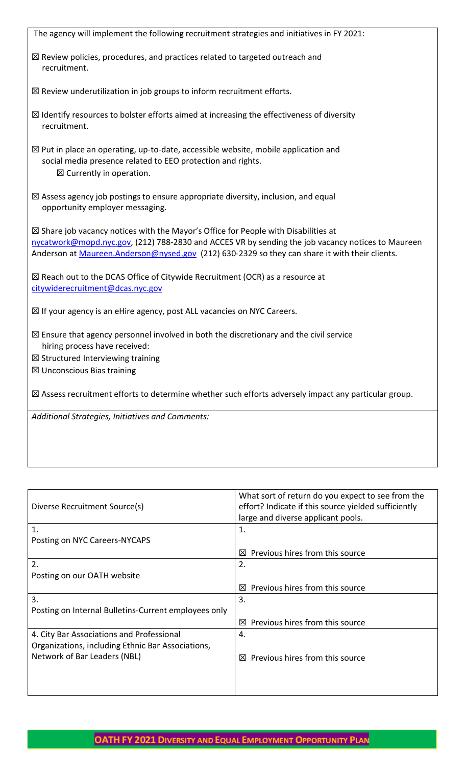The agency will implement the following recruitment strategies and initiatives in FY 2021:

☒ Review policies, procedures, and practices related to targeted outreach and recruitment.

☒ Review underutilization in job groups to inform recruitment efforts.

☒ Identify resources to bolster efforts aimed at increasing the effectiveness of diversity recruitment.

☒ Put in place an operating, up-to-date, accessible website, mobile application and social media presence related to EEO protection and rights.
  ☒ Currently in operation.

☒ Assess agency job postings to ensure appropriate diversity, inclusion, and equal opportunity employer messaging.

☒ Share job vacancy notices with the Mayor's Office for People with Disabilities at nycatwork@mopd.nyc.gov, (212) 788-2830 and ACCES VR by sending the job vacancy notices to Maureen Anderson at Maureen.Anderson@nysed.gov (212) 630-2329 so they can share it with their clients.

☒ Reach out to the DCAS Office of Citywide Recruitment (OCR) as a resource at citywiderecruitment@dcas.nyc.gov

☒ If your agency is an eHire agency, post ALL vacancies on NYC Careers.

☒ Ensure that agency personnel involved in both the discretionary and the civil service hiring process have received:
☒ Structured Interviewing training
☒ Unconscious Bias training

☒ Assess recruitment efforts to determine whether such efforts adversely impact any particular group.

*Additional Strategies, Initiatives and Comments:*

| Diverse Recruitment Source(s) | What sort of return do you expect to see from the effort? Indicate if this source yielded sufficiently large and diverse applicant pools. |
|---|---|
| 1. Posting on NYC Careers-NYCAPS | 1. ☒ Previous hires from this source |
| 2. Posting on our OATH website | 2. ☒ Previous hires from this source |
| 3. Posting on Internal Bulletins-Current employees only | 3. ☒ Previous hires from this source |
| 4. City Bar Associations and Professional Organizations, including Ethnic Bar Associations, Network of Bar Leaders (NBL) | 4. ☒ Previous hires from this source |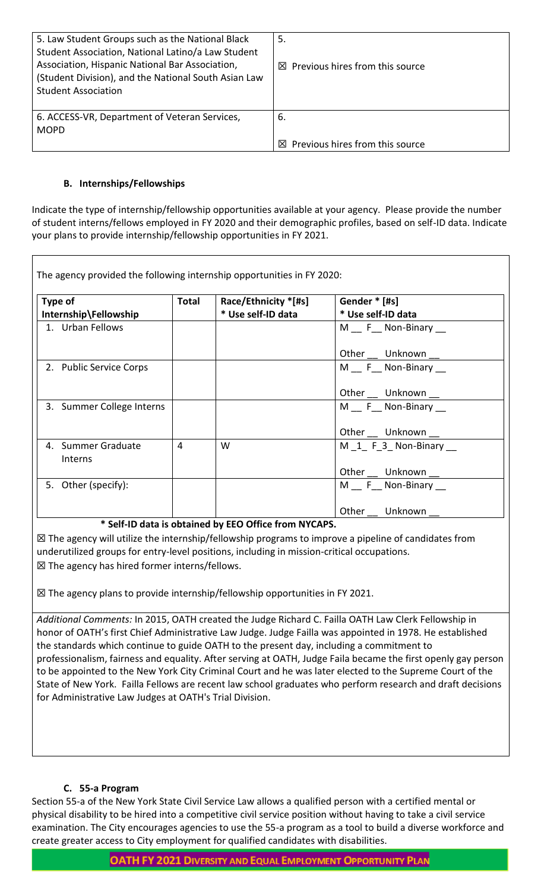| | |
|---|---|
| 5. Law Student Groups such as the National Black Student Association, National Latino/a Law Student Association, Hispanic National Bar Association, (Student Division), and the National South Asian Law Student Association | 5.<br><br>☒ Previous hires from this source |
| 6. ACCESS-VR, Department of Veteran Services, MOPD | 6.<br><br>☒ Previous hires from this source |

### B. Internships/Fellowships

Indicate the type of internship/fellowship opportunities available at your agency. Please provide the number of student interns/fellows employed in FY 2020 and their demographic profiles, based on self-ID data. Indicate your plans to provide internship/fellowship opportunities in FY 2021.

The agency provided the following internship opportunities in FY 2020:

| Type of Internship\Fellowship | Total | Race/Ethnicity *[#s]<br>* Use self-ID data | Gender * [#s]<br>* Use self-ID data |
|---|---|---|---|
| 1. Urban Fellows | | | M __ F__ Non-Binary __<br><br>Other __ Unknown __ |
| 2. Public Service Corps | | | M __ F__ Non-Binary __<br><br>Other __ Unknown __ |
| 3. Summer College Interns | | | M __ F__ Non-Binary __<br><br>Other __ Unknown __ |
| 4. Summer Graduate Interns | 4 | W | M _1_ F_3_ Non-Binary __<br><br>Other __ Unknown __ |
| 5. Other (specify): | | | M __ F__ Non-Binary __<br><br>Other __ Unknown __ |

**\* Self-ID data is obtained by EEO Office from NYCAPS.**

☒ The agency will utilize the internship/fellowship programs to improve a pipeline of candidates from underutilized groups for entry-level positions, including in mission-critical occupations.
☒ The agency has hired former interns/fellows.

☒ The agency plans to provide internship/fellowship opportunities in FY 2021.

*Additional Comments:* In 2015, OATH created the Judge Richard C. Failla OATH Law Clerk Fellowship in honor of OATH's first Chief Administrative Law Judge. Judge Failla was appointed in 1978. He established the standards which continue to guide OATH to the present day, including a commitment to professionalism, fairness and equality. After serving at OATH, Judge Faila became the first openly gay person to be appointed to the New York City Criminal Court and he was later elected to the Supreme Court of the State of New York. Failla Fellows are recent law school graduates who perform research and draft decisions for Administrative Law Judges at OATH's Trial Division.

### C. 55-a Program

Section 55-a of the New York State Civil Service Law allows a qualified person with a certified mental or physical disability to be hired into a competitive civil service position without having to take a civil service examination. The City encourages agencies to use the 55-a program as a tool to build a diverse workforce and create greater access to City employment for qualified candidates with disabilities.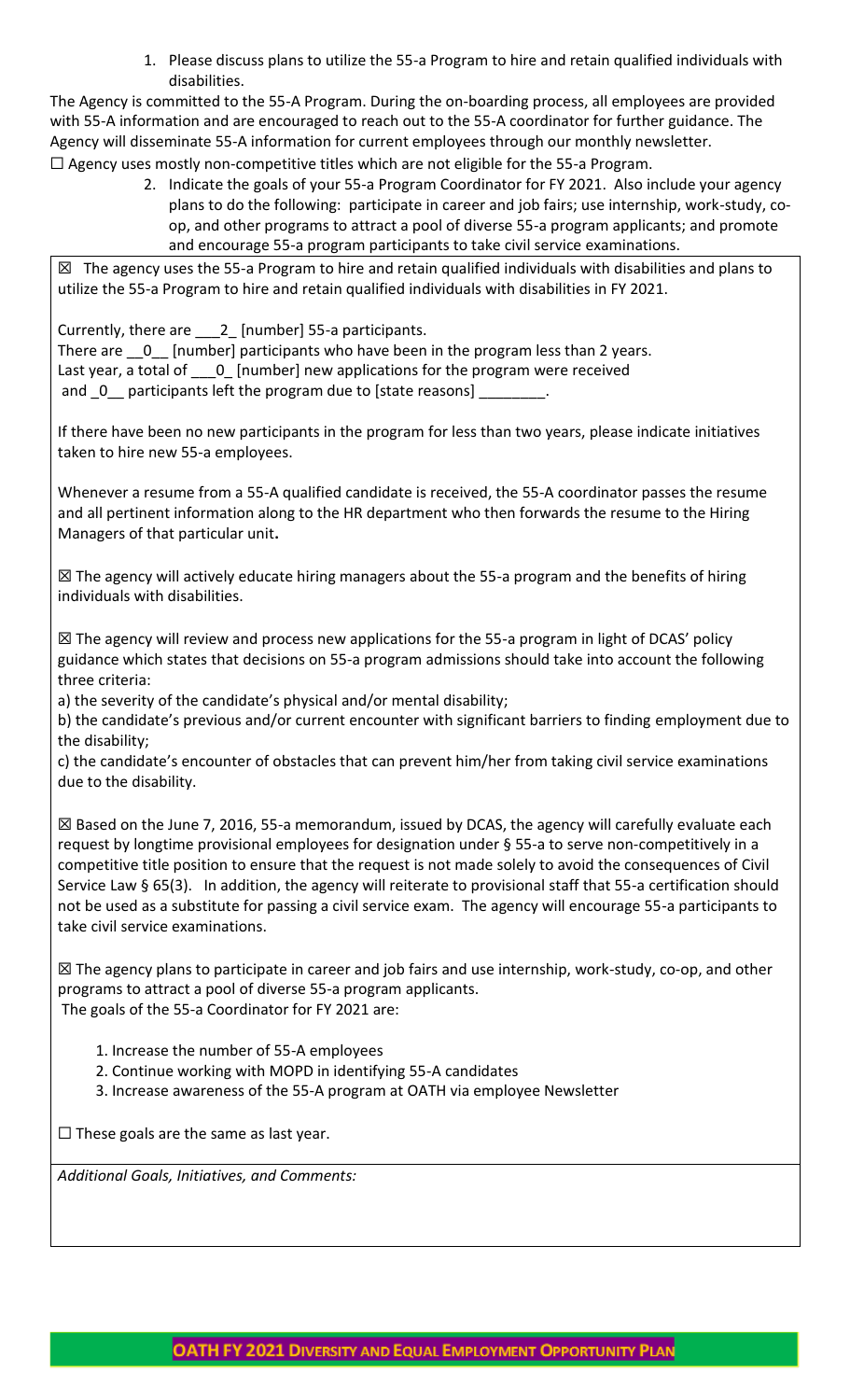1. Please discuss plans to utilize the 55-a Program to hire and retain qualified individuals with disabilities.

The Agency is committed to the 55-A Program. During the on-boarding process, all employees are provided with 55-A information and are encouraged to reach out to the 55-A coordinator for further guidance. The Agency will disseminate 55-A information for current employees through our monthly newsletter.

☐ Agency uses mostly non-competitive titles which are not eligible for the 55-a Program.

2. Indicate the goals of your 55-a Program Coordinator for FY 2021. Also include your agency plans to do the following: participate in career and job fairs; use internship, work-study, co-op, and other programs to attract a pool of diverse 55-a program applicants; and promote and encourage 55-a program participants to take civil service examinations.

☒ The agency uses the 55-a Program to hire and retain qualified individuals with disabilities and plans to utilize the 55-a Program to hire and retain qualified individuals with disabilities in FY 2021.

Currently, there are ___2_ [number] 55-a participants.
There are __0__ [number] participants who have been in the program less than 2 years.
Last year, a total of ___0_ [number] new applications for the program were received
and _0__ participants left the program due to [state reasons] ________.

If there have been no new participants in the program for less than two years, please indicate initiatives taken to hire new 55-a employees.

Whenever a resume from a 55-A qualified candidate is received, the 55-A coordinator passes the resume and all pertinent information along to the HR department who then forwards the resume to the Hiring Managers of that particular unit**.**

☒ The agency will actively educate hiring managers about the 55-a program and the benefits of hiring individuals with disabilities.

☒ The agency will review and process new applications for the 55-a program in light of DCAS' policy guidance which states that decisions on 55-a program admissions should take into account the following three criteria:

a) the severity of the candidate's physical and/or mental disability;
b) the candidate's previous and/or current encounter with significant barriers to finding employment due to the disability;
c) the candidate's encounter of obstacles that can prevent him/her from taking civil service examinations due to the disability.

☒ Based on the June 7, 2016, 55-a memorandum, issued by DCAS, the agency will carefully evaluate each request by longtime provisional employees for designation under § 55-a to serve non-competitively in a competitive title position to ensure that the request is not made solely to avoid the consequences of Civil Service Law § 65(3). In addition, the agency will reiterate to provisional staff that 55-a certification should not be used as a substitute for passing a civil service exam. The agency will encourage 55-a participants to take civil service examinations.

☒ The agency plans to participate in career and job fairs and use internship, work-study, co-op, and other programs to attract a pool of diverse 55-a program applicants.
The goals of the 55-a Coordinator for FY 2021 are:

1. Increase the number of 55-A employees
2. Continue working with MOPD in identifying 55-A candidates
3. Increase awareness of the 55-A program at OATH via employee Newsletter

☐ These goals are the same as last year.

*Additional Goals, Initiatives, and Comments:*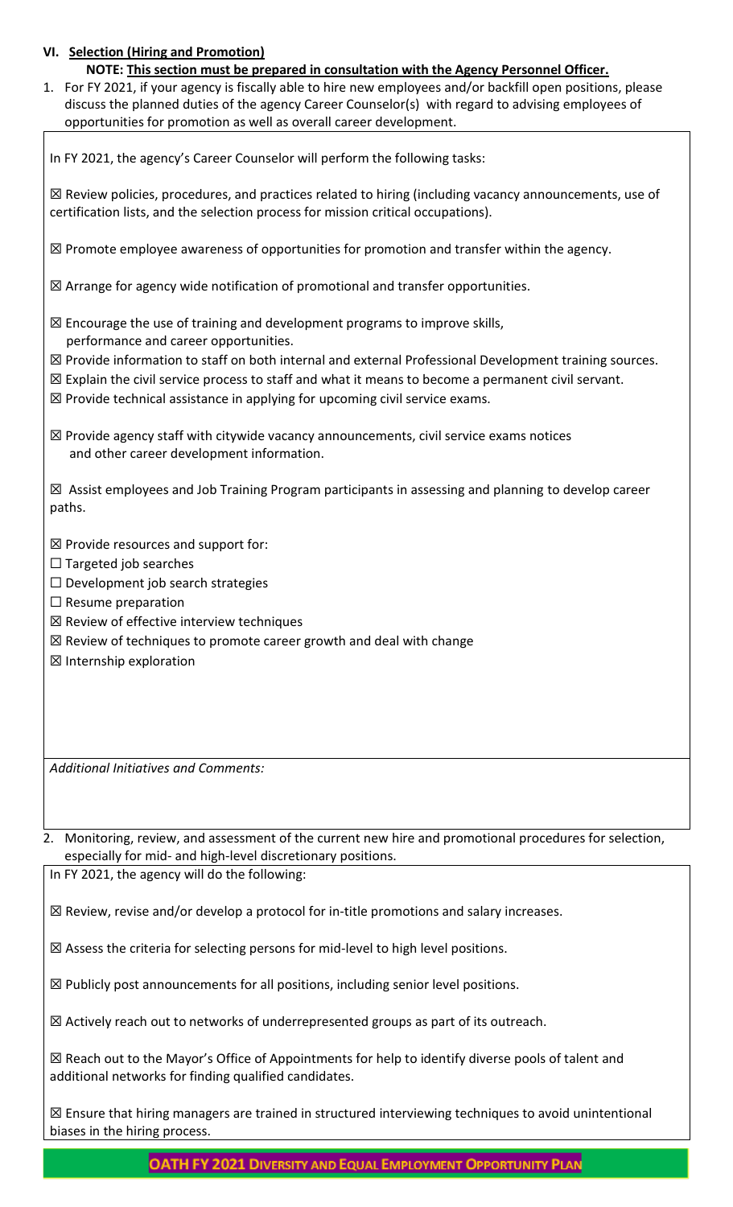## VI. Selection (Hiring and Promotion)

**NOTE: This section must be prepared in consultation with the Agency Personnel Officer.**

1. For FY 2021, if your agency is fiscally able to hire new employees and/or backfill open positions, please discuss the planned duties of the agency Career Counselor(s) with regard to advising employees of opportunities for promotion as well as overall career development.

In FY 2021, the agency's Career Counselor will perform the following tasks:

☒ Review policies, procedures, and practices related to hiring (including vacancy announcements, use of certification lists, and the selection process for mission critical occupations).

☒ Promote employee awareness of opportunities for promotion and transfer within the agency.

☒ Arrange for agency wide notification of promotional and transfer opportunities.

☒ Encourage the use of training and development programs to improve skills, performance and career opportunities.

☒ Provide information to staff on both internal and external Professional Development training sources.

☒ Explain the civil service process to staff and what it means to become a permanent civil servant.

☒ Provide technical assistance in applying for upcoming civil service exams.

☒ Provide agency staff with citywide vacancy announcements, civil service exams notices and other career development information.

☒ Assist employees and Job Training Program participants in assessing and planning to develop career paths.

☒ Provide resources and support for:

☐ Targeted job searches

☐ Development job search strategies

☐ Resume preparation

☒ Review of effective interview techniques

☒ Review of techniques to promote career growth and deal with change

☒ Internship exploration

*Additional Initiatives and Comments:*

2. Monitoring, review, and assessment of the current new hire and promotional procedures for selection, especially for mid- and high-level discretionary positions.

In FY 2021, the agency will do the following:

☒ Review, revise and/or develop a protocol for in-title promotions and salary increases.

☒ Assess the criteria for selecting persons for mid-level to high level positions.

☒ Publicly post announcements for all positions, including senior level positions.

☒ Actively reach out to networks of underrepresented groups as part of its outreach.

☒ Reach out to the Mayor's Office of Appointments for help to identify diverse pools of talent and additional networks for finding qualified candidates.

☒ Ensure that hiring managers are trained in structured interviewing techniques to avoid unintentional biases in the hiring process.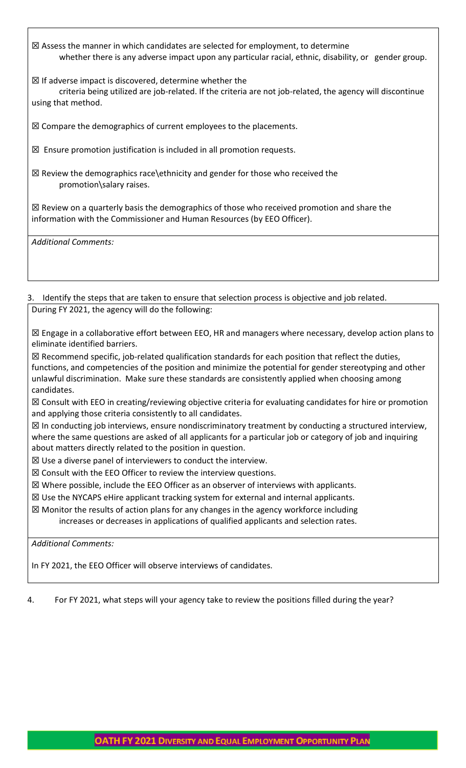☒ Assess the manner in which candidates are selected for employment, to determine whether there is any adverse impact upon any particular racial, ethnic, disability, or gender group.

☒ If adverse impact is discovered, determine whether the criteria being utilized are job-related. If the criteria are not job-related, the agency will discontinue using that method.

☒ Compare the demographics of current employees to the placements.

☒ Ensure promotion justification is included in all promotion requests.

☒ Review the demographics race\ethnicity and gender for those who received the promotion\salary raises.

☒ Review on a quarterly basis the demographics of those who received promotion and share the information with the Commissioner and Human Resources (by EEO Officer).

*Additional Comments:*

3. Identify the steps that are taken to ensure that selection process is objective and job related.

During FY 2021, the agency will do the following:

☒ Engage in a collaborative effort between EEO, HR and managers where necessary, develop action plans to eliminate identified barriers.

☒ Recommend specific, job-related qualification standards for each position that reflect the duties, functions, and competencies of the position and minimize the potential for gender stereotyping and other unlawful discrimination. Make sure these standards are consistently applied when choosing among candidates.

☒ Consult with EEO in creating/reviewing objective criteria for evaluating candidates for hire or promotion and applying those criteria consistently to all candidates.

☒ In conducting job interviews, ensure nondiscriminatory treatment by conducting a structured interview, where the same questions are asked of all applicants for a particular job or category of job and inquiring about matters directly related to the position in question.

☒ Use a diverse panel of interviewers to conduct the interview.

☒ Consult with the EEO Officer to review the interview questions.

☒ Where possible, include the EEO Officer as an observer of interviews with applicants.

☒ Use the NYCAPS eHire applicant tracking system for external and internal applicants.

☒ Monitor the results of action plans for any changes in the agency workforce including increases or decreases in applications of qualified applicants and selection rates.

*Additional Comments:*

In FY 2021, the EEO Officer will observe interviews of candidates.

4. For FY 2021, what steps will your agency take to review the positions filled during the year?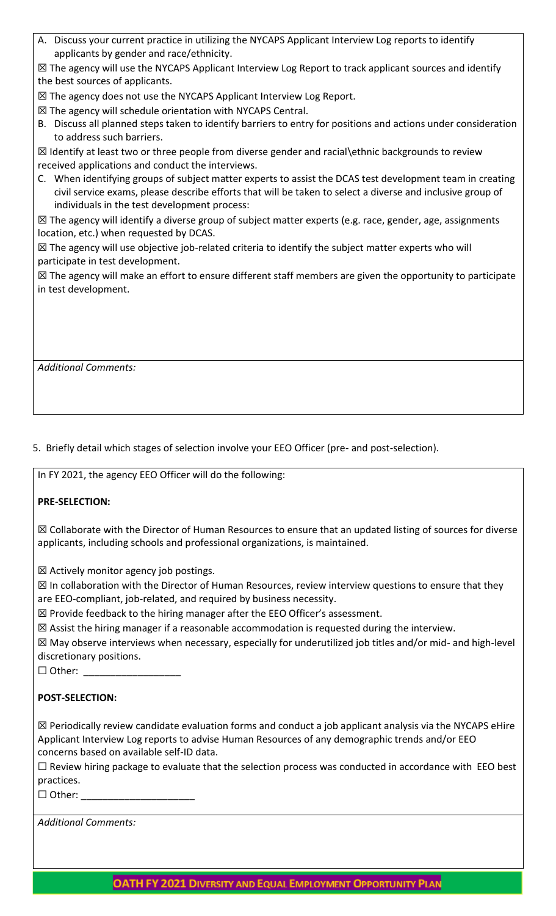A. Discuss your current practice in utilizing the NYCAPS Applicant Interview Log reports to identify applicants by gender and race/ethnicity.

☒ The agency will use the NYCAPS Applicant Interview Log Report to track applicant sources and identify the best sources of applicants.

☒ The agency does not use the NYCAPS Applicant Interview Log Report.

☒ The agency will schedule orientation with NYCAPS Central.

B. Discuss all planned steps taken to identify barriers to entry for positions and actions under consideration to address such barriers.

☒ Identify at least two or three people from diverse gender and racial\ethnic backgrounds to review received applications and conduct the interviews.

C. When identifying groups of subject matter experts to assist the DCAS test development team in creating civil service exams, please describe efforts that will be taken to select a diverse and inclusive group of individuals in the test development process:

☒ The agency will identify a diverse group of subject matter experts (e.g. race, gender, age, assignments location, etc.) when requested by DCAS.

☒ The agency will use objective job-related criteria to identify the subject matter experts who will participate in test development.

☒ The agency will make an effort to ensure different staff members are given the opportunity to participate in test development.

*Additional Comments:*

5. Briefly detail which stages of selection involve your EEO Officer (pre- and post-selection).

In FY 2021, the agency EEO Officer will do the following:

**PRE-SELECTION:**

☒ Collaborate with the Director of Human Resources to ensure that an updated listing of sources for diverse applicants, including schools and professional organizations, is maintained.

☒ Actively monitor agency job postings.

☒ In collaboration with the Director of Human Resources, review interview questions to ensure that they are EEO-compliant, job-related, and required by business necessity.

☒ Provide feedback to the hiring manager after the EEO Officer's assessment.

☒ Assist the hiring manager if a reasonable accommodation is requested during the interview.

☒ May observe interviews when necessary, especially for underutilized job titles and/or mid- and high-level discretionary positions.

☐ Other: __________________

**POST-SELECTION:**

☒ Periodically review candidate evaluation forms and conduct a job applicant analysis via the NYCAPS eHire Applicant Interview Log reports to advise Human Resources of any demographic trends and/or EEO concerns based on available self-ID data.

☐ Review hiring package to evaluate that the selection process was conducted in accordance with EEO best practices.

☐ Other: _____________________

*Additional Comments:*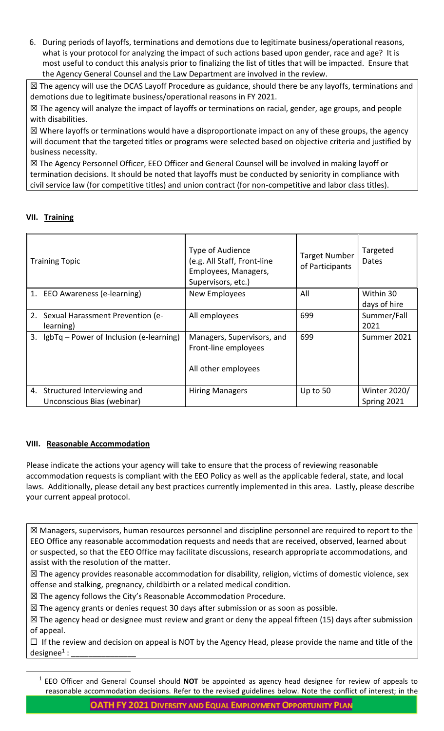6. During periods of layoffs, terminations and demotions due to legitimate business/operational reasons, what is your protocol for analyzing the impact of such actions based upon gender, race and age? It is most useful to conduct this analysis prior to finalizing the list of titles that will be impacted. Ensure that the Agency General Counsel and the Law Department are involved in the review.

☒ The agency will use the DCAS Layoff Procedure as guidance, should there be any layoffs, terminations and demotions due to legitimate business/operational reasons in FY 2021.

☒ The agency will analyze the impact of layoffs or terminations on racial, gender, age groups, and people with disabilities.

☒ Where layoffs or terminations would have a disproportionate impact on any of these groups, the agency will document that the targeted titles or programs were selected based on objective criteria and justified by business necessity.

☒ The Agency Personnel Officer, EEO Officer and General Counsel will be involved in making layoff or termination decisions. It should be noted that layoffs must be conducted by seniority in compliance with civil service law (for competitive titles) and union contract (for non-competitive and labor class titles).

## VII. Training

| Training Topic | Type of Audience (e.g. All Staff, Front-line Employees, Managers, Supervisors, etc.) | Target Number of Participants | Targeted Dates |
|---|---|---|---|
| 1. EEO Awareness (e-learning) | New Employees | All | Within 30 days of hire |
| 2. Sexual Harassment Prevention (e-learning) | All employees | 699 | Summer/Fall 2021 |
| 3. lgbTq – Power of Inclusion (e-learning) | Managers, Supervisors, and Front-line employees<br><br>All other employees | 699 | Summer 2021 |
| 4. Structured Interviewing and Unconscious Bias (webinar) | Hiring Managers | Up to 50 | Winter 2020/ Spring 2021 |

## VIII. Reasonable Accommodation

Please indicate the actions your agency will take to ensure that the process of reviewing reasonable accommodation requests is compliant with the EEO Policy as well as the applicable federal, state, and local laws. Additionally, please detail any best practices currently implemented in this area. Lastly, please describe your current appeal protocol.

☒ Managers, supervisors, human resources personnel and discipline personnel are required to report to the EEO Office any reasonable accommodation requests and needs that are received, observed, learned about or suspected, so that the EEO Office may facilitate discussions, research appropriate accommodations, and assist with the resolution of the matter.

☒ The agency provides reasonable accommodation for disability, religion, victims of domestic violence, sex offense and stalking, pregnancy, childbirth or a related medical condition.

☒ The agency follows the City's Reasonable Accommodation Procedure.

☒ The agency grants or denies request 30 days after submission or as soon as possible.

☒ The agency head or designee must review and grant or deny the appeal fifteen (15) days after submission of appeal.

☐ If the review and decision on appeal is NOT by the Agency Head, please provide the name and title of the designee[1] : _______________

[1] EEO Officer and General Counsel should **NOT** be appointed as agency head designee for review of appeals to reasonable accommodation decisions. Refer to the revised guidelines below. Note the conflict of interest; in the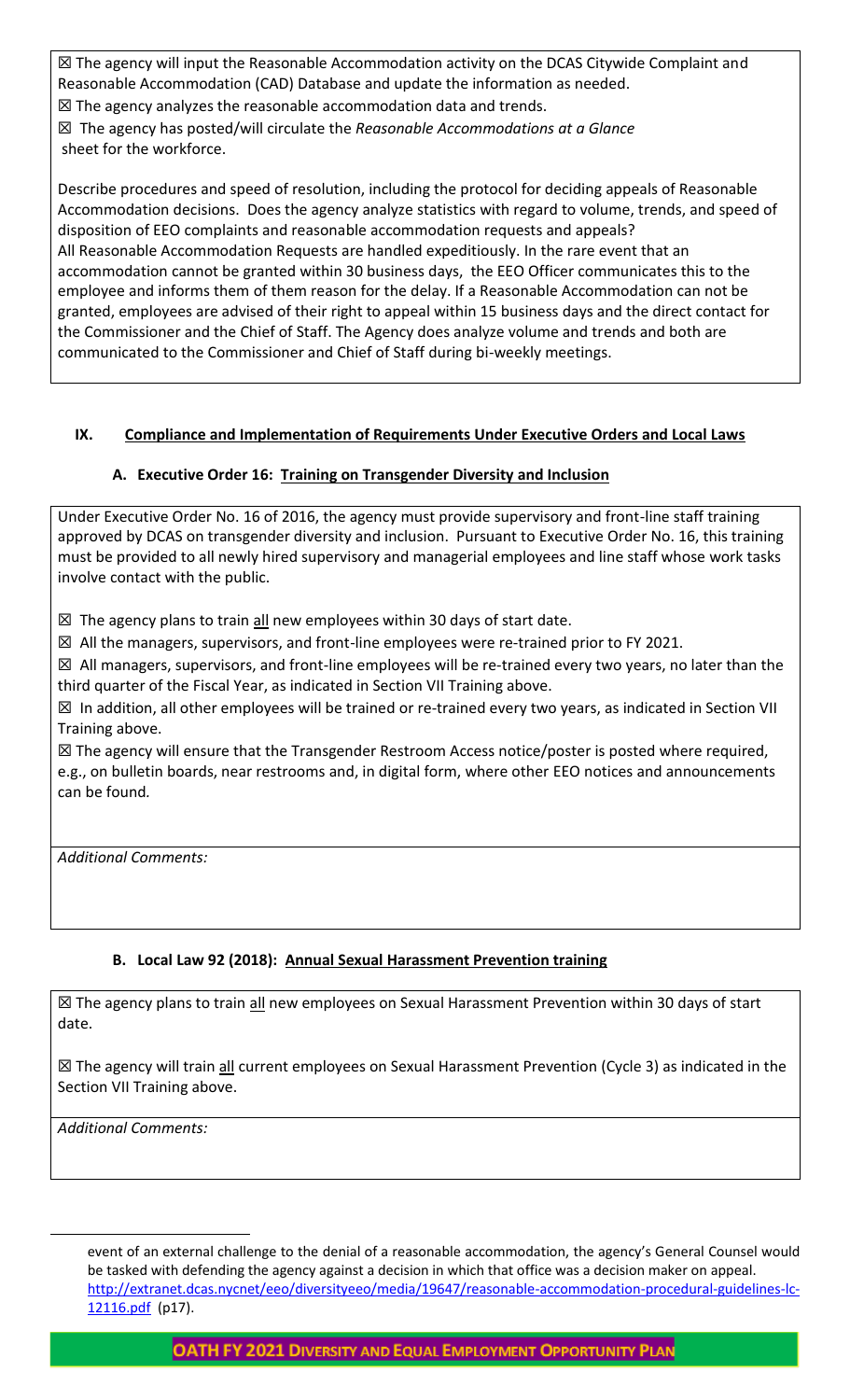☒ The agency will input the Reasonable Accommodation activity on the DCAS Citywide Complaint and Reasonable Accommodation (CAD) Database and update the information as needed.

☒ The agency analyzes the reasonable accommodation data and trends.

☒ The agency has posted/will circulate the *Reasonable Accommodations at a Glance* sheet for the workforce.

Describe procedures and speed of resolution, including the protocol for deciding appeals of Reasonable Accommodation decisions. Does the agency analyze statistics with regard to volume, trends, and speed of disposition of EEO complaints and reasonable accommodation requests and appeals?

All Reasonable Accommodation Requests are handled expeditiously. In the rare event that an accommodation cannot be granted within 30 business days, the EEO Officer communicates this to the employee and informs them of them reason for the delay. If a Reasonable Accommodation can not be granted, employees are advised of their right to appeal within 15 business days and the direct contact for the Commissioner and the Chief of Staff. The Agency does analyze volume and trends and both are communicated to the Commissioner and Chief of Staff during bi-weekly meetings.

## IX. Compliance and Implementation of Requirements Under Executive Orders and Local Laws

### A. Executive Order 16: Training on Transgender Diversity and Inclusion

Under Executive Order No. 16 of 2016, the agency must provide supervisory and front-line staff training approved by DCAS on transgender diversity and inclusion. Pursuant to Executive Order No. 16, this training must be provided to all newly hired supervisory and managerial employees and line staff whose work tasks involve contact with the public.

☒ The agency plans to train all new employees within 30 days of start date.

☒ All the managers, supervisors, and front-line employees were re-trained prior to FY 2021.

☒ All managers, supervisors, and front-line employees will be re-trained every two years, no later than the third quarter of the Fiscal Year, as indicated in Section VII Training above.

☒ In addition, all other employees will be trained or re-trained every two years, as indicated in Section VII Training above.

☒ The agency will ensure that the Transgender Restroom Access notice/poster is posted where required, e.g., on bulletin boards, near restrooms and, in digital form, where other EEO notices and announcements can be found.

*Additional Comments:*

### B. Local Law 92 (2018): Annual Sexual Harassment Prevention training

☒ The agency plans to train all new employees on Sexual Harassment Prevention within 30 days of start date.

☒ The agency will train all current employees on Sexual Harassment Prevention (Cycle 3) as indicated in the Section VII Training above.

*Additional Comments:*

---

event of an external challenge to the denial of a reasonable accommodation, the agency's General Counsel would be tasked with defending the agency against a decision in which that office was a decision maker on appeal. http://extranet.dcas.nycnet/eeo/diversityeeo/media/19647/reasonable-accommodation-procedural-guidelines-lc-12116.pdf (p17).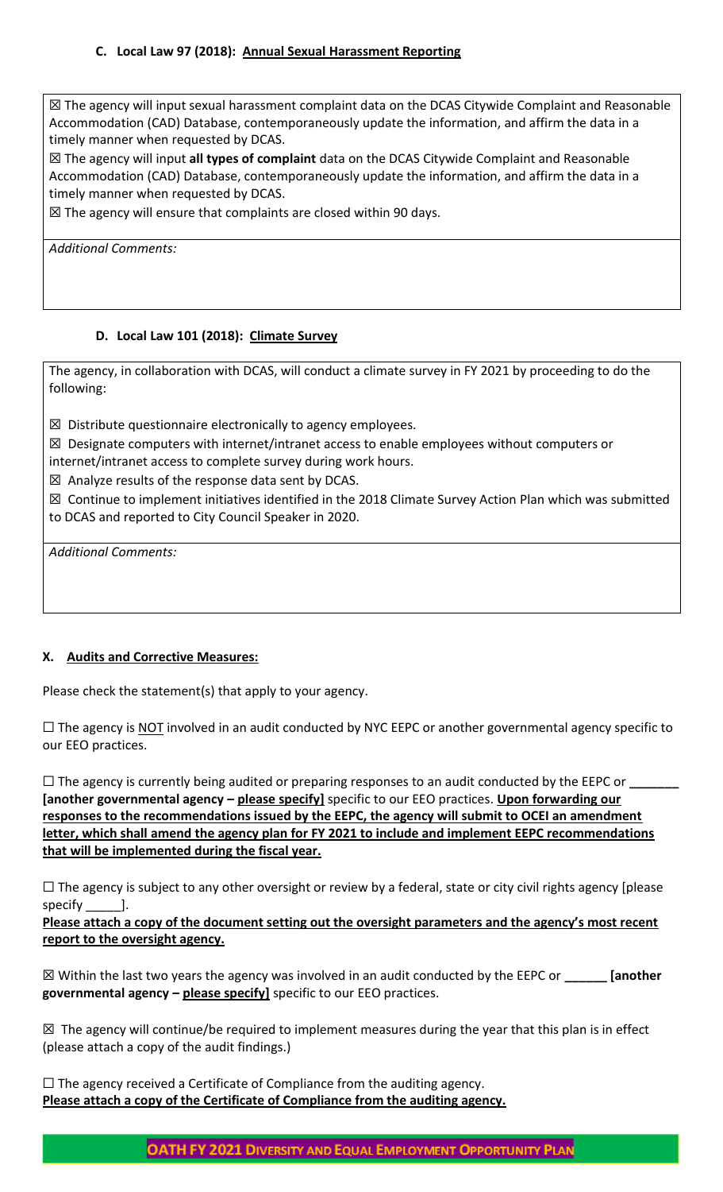### C. Local Law 97 (2018): <u>Annual Sexual Harassment Reporting</u>

☒ The agency will input sexual harassment complaint data on the DCAS Citywide Complaint and Reasonable Accommodation (CAD) Database, contemporaneously update the information, and affirm the data in a timely manner when requested by DCAS.

☒ The agency will input **all types of complaint** data on the DCAS Citywide Complaint and Reasonable Accommodation (CAD) Database, contemporaneously update the information, and affirm the data in a timely manner when requested by DCAS.

☒ The agency will ensure that complaints are closed within 90 days.

*Additional Comments:*

### D. Local Law 101 (2018): <u>Climate Survey</u>

The agency, in collaboration with DCAS, will conduct a climate survey in FY 2021 by proceeding to do the following:

☒ Distribute questionnaire electronically to agency employees.

☒ Designate computers with internet/intranet access to enable employees without computers or internet/intranet access to complete survey during work hours.

☒ Analyze results of the response data sent by DCAS.

☒ Continue to implement initiatives identified in the 2018 Climate Survey Action Plan which was submitted to DCAS and reported to City Council Speaker in 2020.

*Additional Comments:*

## X. <u>Audits and Corrective Measures:</u>

Please check the statement(s) that apply to your agency.

☐ The agency is <u>NOT</u> involved in an audit conducted by NYC EEPC or another governmental agency specific to our EEO practices.

☐ The agency is currently being audited or preparing responses to an audit conducted by the EEPC or _______ **[another governmental agency – <u>please specify</u>]** specific to our EEO practices. **<u>Upon forwarding our responses to the recommendations issued by the EEPC, the agency will submit to OCEI an amendment letter, which shall amend the agency plan for FY 2021 to include and implement EEPC recommendations that will be implemented during the fiscal year.</u>**

☐ The agency is subject to any other oversight or review by a federal, state or city civil rights agency [please specify _____].

**<u>Please attach a copy of the document setting out the oversight parameters and the agency's most recent report to the oversight agency.</u>**

☒ Within the last two years the agency was involved in an audit conducted by the EEPC or ______ **[another governmental agency – <u>please specify</u>]** specific to our EEO practices.

☒ The agency will continue/be required to implement measures during the year that this plan is in effect (please attach a copy of the audit findings.)

☐ The agency received a Certificate of Compliance from the auditing agency.

**<u>Please attach a copy of the Certificate of Compliance from the auditing agency.</u>**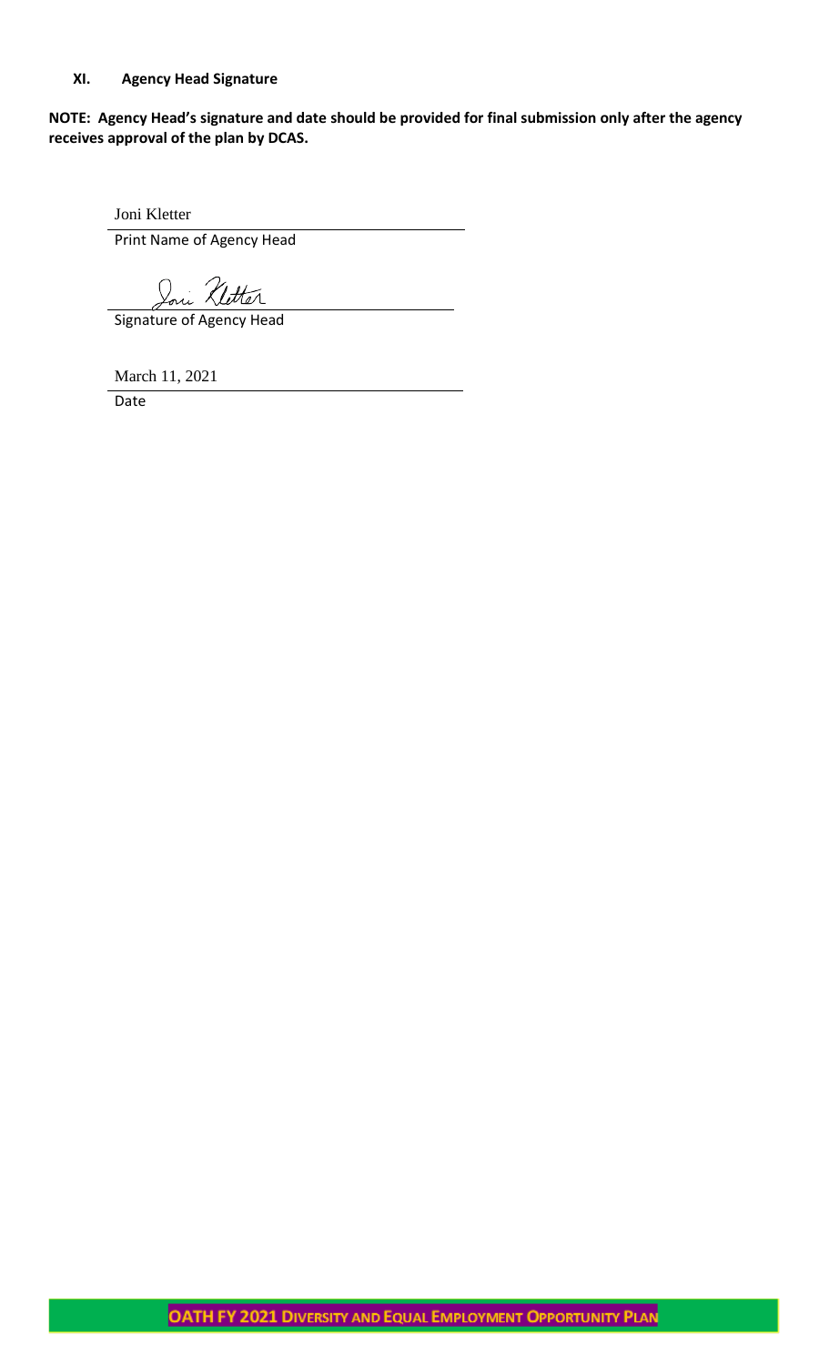## XI. Agency Head Signature

**NOTE: Agency Head's signature and date should be provided for final submission only after the agency receives approval of the plan by DCAS.**

Joni Kletter

Print Name of Agency Head

Joni Kletter

Signature of Agency Head

March 11, 2021

Date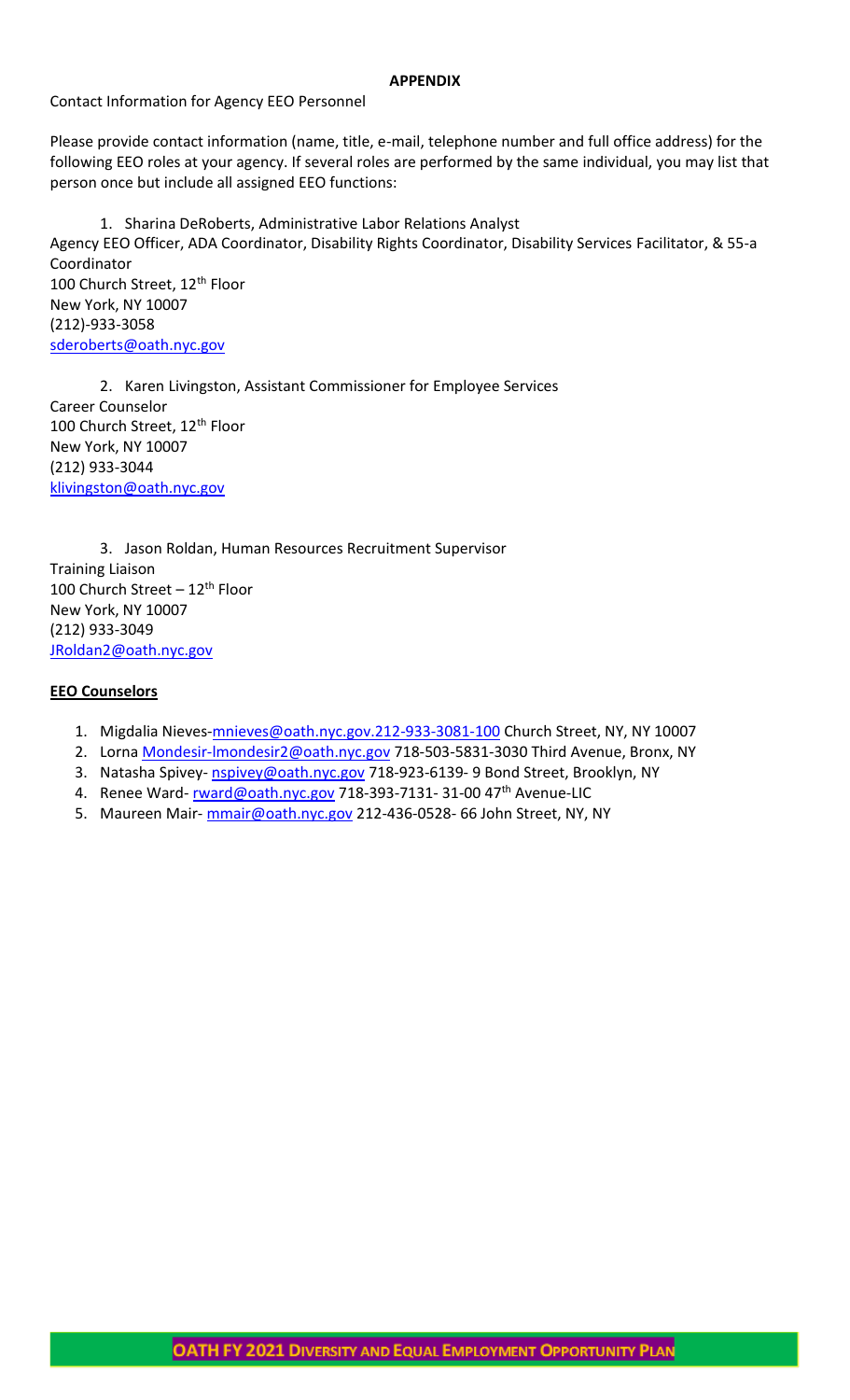**APPENDIX**

Contact Information for Agency EEO Personnel

Please provide contact information (name, title, e-mail, telephone number and full office address) for the following EEO roles at your agency. If several roles are performed by the same individual, you may list that person once but include all assigned EEO functions:

1. Sharina DeRoberts, Administrative Labor Relations Analyst
Agency EEO Officer, ADA Coordinator, Disability Rights Coordinator, Disability Services Facilitator, & 55-a Coordinator
100 Church Street, 12th Floor
New York, NY 10007
(212)-933-3058
sderoberts@oath.nyc.gov

2. Karen Livingston, Assistant Commissioner for Employee Services
Career Counselor
100 Church Street, 12th Floor
New York, NY 10007
(212) 933-3044
klivingston@oath.nyc.gov

3. Jason Roldan, Human Resources Recruitment Supervisor
Training Liaison
100 Church Street – 12th Floor
New York, NY 10007
(212) 933-3049
JRoldan2@oath.nyc.gov

**EEO Counselors**

1. Migdalia Nieves-mnieves@oath.nyc.gov.212-933-3081-100 Church Street, NY, NY 10007
2. Lorna Mondesir-lmondesir2@oath.nyc.gov 718-503-5831-3030 Third Avenue, Bronx, NY
3. Natasha Spivey- nspivey@oath.nyc.gov 718-923-6139- 9 Bond Street, Brooklyn, NY
4. Renee Ward- rward@oath.nyc.gov 718-393-7131- 31-00 47th Avenue-LIC
5. Maureen Mair- mmair@oath.nyc.gov 212-436-0528- 66 John Street, NY, NY